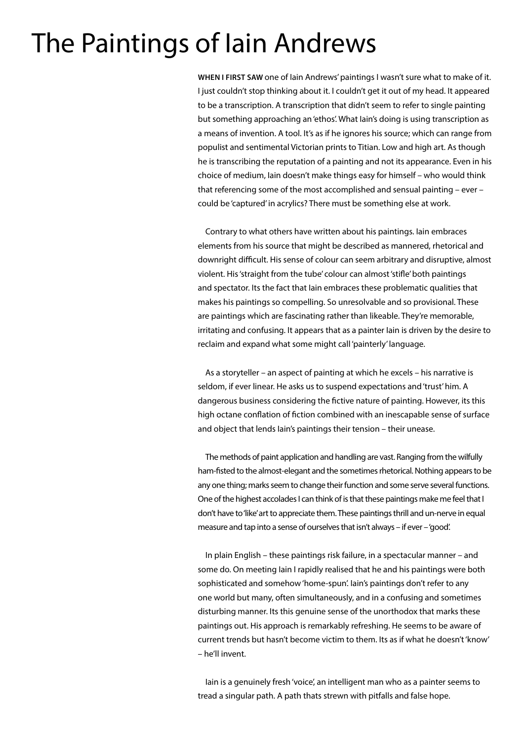# The Paintings of Iain Andrews

**WHEN I FIRST SAW** one of Iain Andrews' paintings I wasn't sure what to make of it. I just couldn't stop thinking about it. I couldn't get it out of my head. It appeared to be a transcription. A transcription that didn't seem to refer to single painting but something approaching an 'ethos'. What Iain's doing is using transcription as a means of invention. A tool. It's as if he ignores his source; which can range from populist and sentimental Victorian prints to Titian. Low and high art. As though he is transcribing the reputation of a painting and not its appearance. Even in his choice of medium, Iain doesn't make things easy for himself – who would think that referencing some of the most accomplished and sensual painting – ever – could be 'captured' in acrylics? There must be something else at work.

Contrary to what others have written about his paintings. Iain embraces elements from his source that might be described as mannered, rhetorical and downright difficult. His sense of colour can seem arbitrary and disruptive, almost violent. His 'straight from the tube' colour can almost 'stifle' both paintings and spectator. Its the fact that Iain embraces these problematic qualities that makes his paintings so compelling. So unresolvable and so provisional. These are paintings which are fascinating rather than likeable. They're memorable, irritating and confusing. It appears that as a painter Iain is driven by the desire to reclaim and expand what some might call 'painterly' language.

As a storyteller – an aspect of painting at which he excels – his narrative is seldom, if ever linear. He asks us to suspend expectations and 'trust' him. A dangerous business considering the fictive nature of painting. However, its this high octane conflation of fiction combined with an inescapable sense of surface and object that lends Iain's paintings their tension – their unease.

The methods of paint application and handling are vast. Ranging from the wilfully ham-fisted to the almost-elegant and the sometimes rhetorical. Nothing appears to be any one thing; marks seem to change their function and some serve several functions. One of the highest accolades I can think of is that these paintings make me feel that I don't have to 'like' art to appreciate them. These paintings thrill and un-nerve in equal measure and tap into a sense of ourselves that isn't always – if ever – 'good'.

In plain English – these paintings risk failure, in a spectacular manner – and some do. On meeting Iain I rapidly realised that he and his paintings were both sophisticated and somehow 'home-spun'. Iain's paintings don't refer to any one world but many, often simultaneously, and in a confusing and sometimes disturbing manner. Its this genuine sense of the unorthodox that marks these paintings out. His approach is remarkably refreshing. He seems to be aware of current trends but hasn't become victim to them. Its as if what he doesn't 'know' – he'll invent.

Iain is a genuinely fresh 'voice', an intelligent man who as a painter seems to tread a singular path. A path thats strewn with pitfalls and false hope.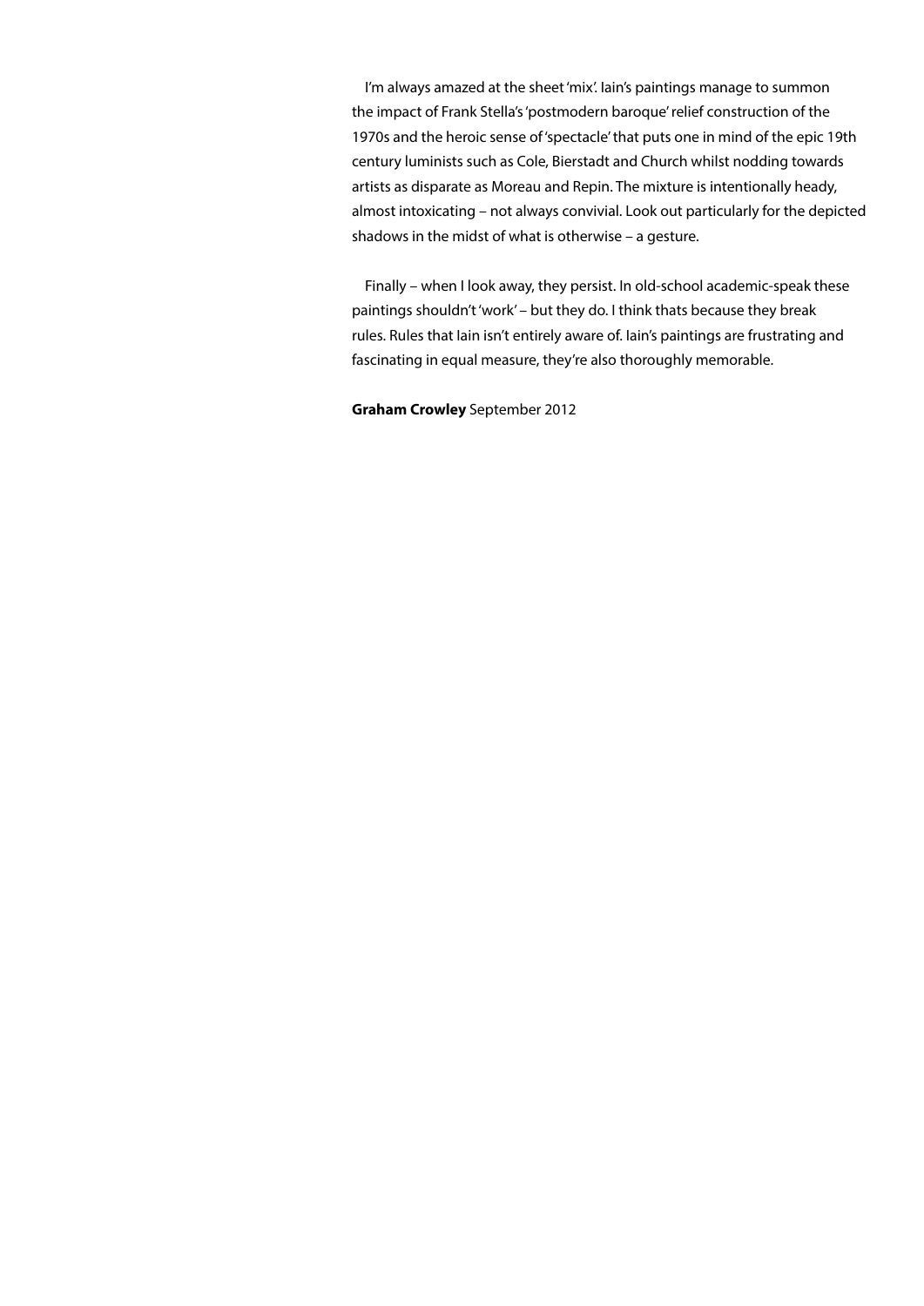I'm always amazed at the sheet 'mix'. Iain's paintings manage to summon the impact of Frank Stella's 'postmodern baroque' relief construction of the 1970s and the heroic sense of 'spectacle' that puts one in mind of the epic 19th century luminists such as Cole, Bierstadt and Church whilst nodding towards artists as disparate as Moreau and Repin. The mixture is intentionally heady, almost intoxicating – not always convivial. Look out particularly for the depicted shadows in the midst of what is otherwise – a gesture.

Finally – when I look away, they persist. In old-school academic-speak these paintings shouldn't 'work' – but they do. I think thats because they break rules. Rules that Iain isn't entirely aware of. Iain's paintings are frustrating and fascinating in equal measure, they're also thoroughly memorable.

**Graham Crowley** September 2012